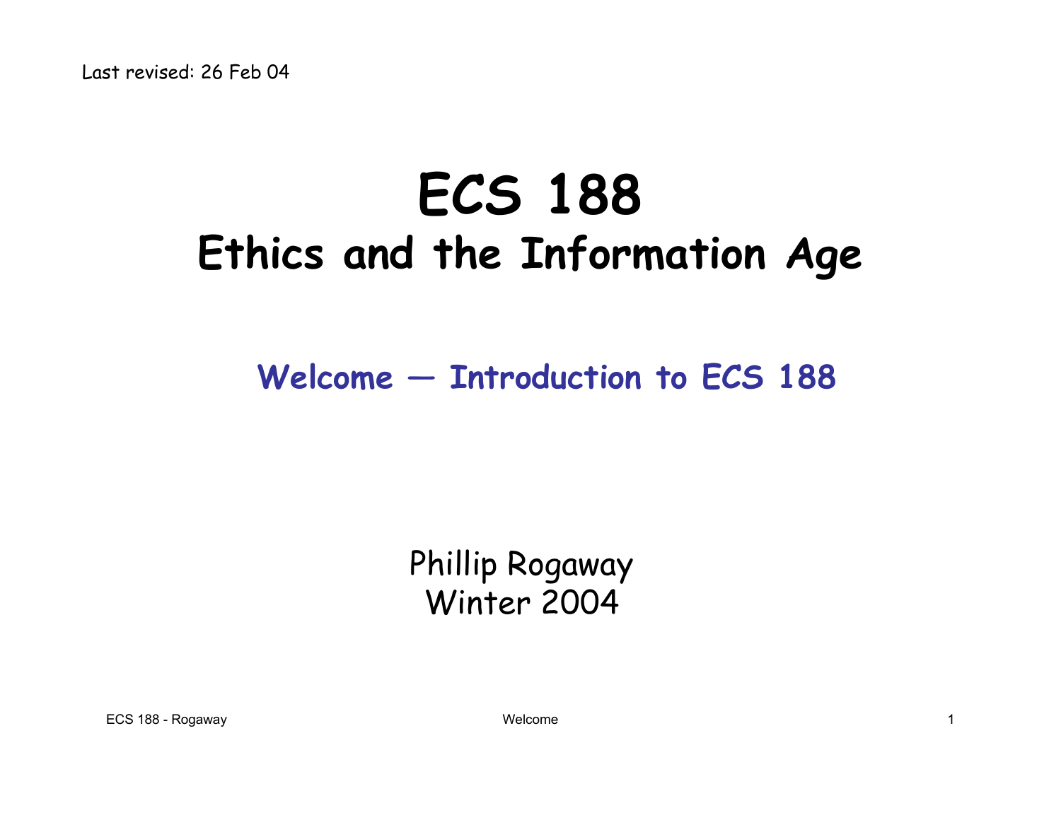Last revised: 26 Feb 04

# ECS 188

## Ethics and the Information Age

### Welcome — Introduction to ECS 188

Phillip Rogaway
Winter 2004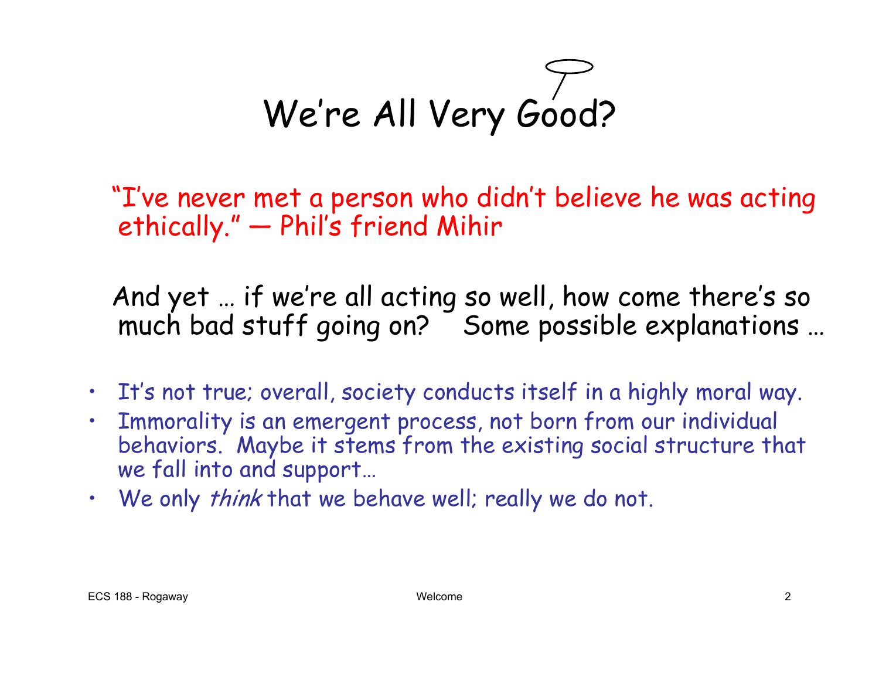# We're All Very Good?

"I've never met a person who didn't believe he was acting ethically." — Phil's friend Mihir

And yet … if we're all acting so well, how come there's so much bad stuff going on? Some possible explanations …

- It's not true; overall, society conducts itself in a highly moral way.
- Immorality is an emergent process, not born from our individual behaviors. Maybe it stems from the existing social structure that we fall into and support…
- We only *think* that we behave well; really we do not.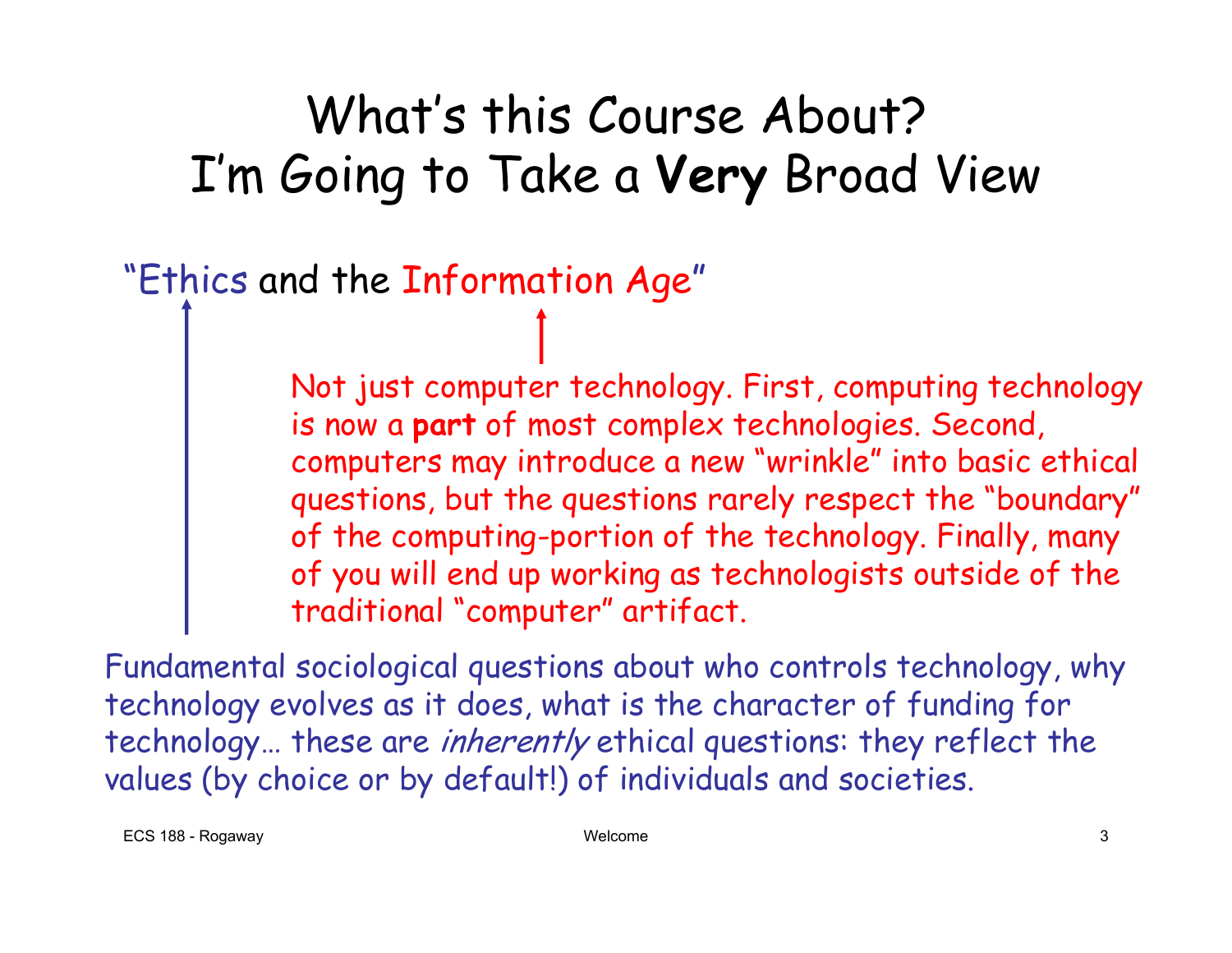# What's this Course About? I'm Going to Take a **Very** Broad View

"Ethics and the Information Age"

Not just computer technology. First, computing technology is now a **part** of most complex technologies. Second, computers may introduce a new "wrinkle" into basic ethical questions, but the questions rarely respect the "boundary" of the computing-portion of the technology. Finally, many of you will end up working as technologists outside of the traditional "computer" artifact.

Fundamental sociological questions about who controls technology, why technology evolves as it does, what is the character of funding for technology… these are *inherently* ethical questions: they reflect the values (by choice or by default!) of individuals and societies.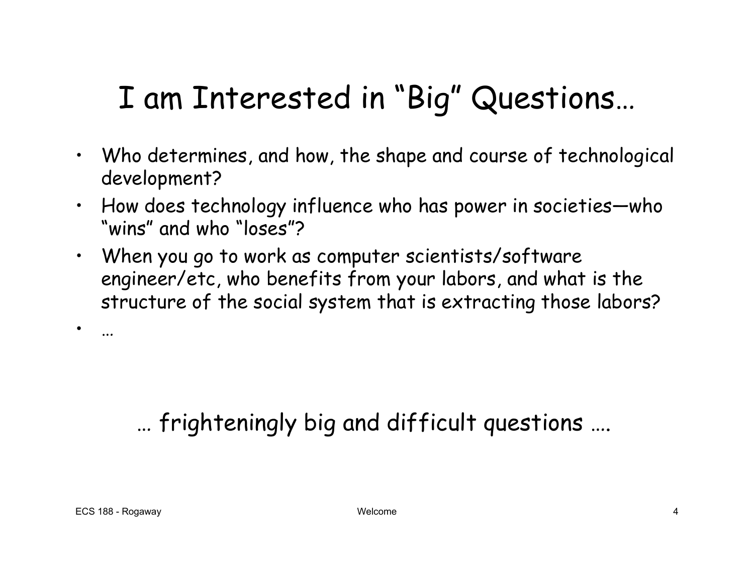# I am Interested in "Big" Questions…

- Who determines, and how, the shape and course of technological development?
- How does technology influence who has power in societies—who "wins" and who "loses"?
- When you go to work as computer scientists/software engineer/etc, who benefits from your labors, and what is the structure of the social system that is extracting those labors?
- …

… frighteningly big and difficult questions ….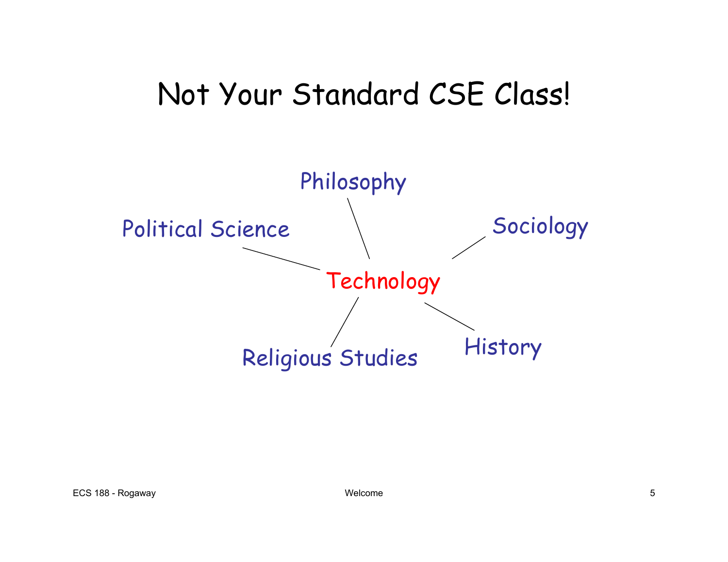# Not Your Standard CSE Class!

Philosophy

Political Science

Sociology

Technology

Religious Studies

History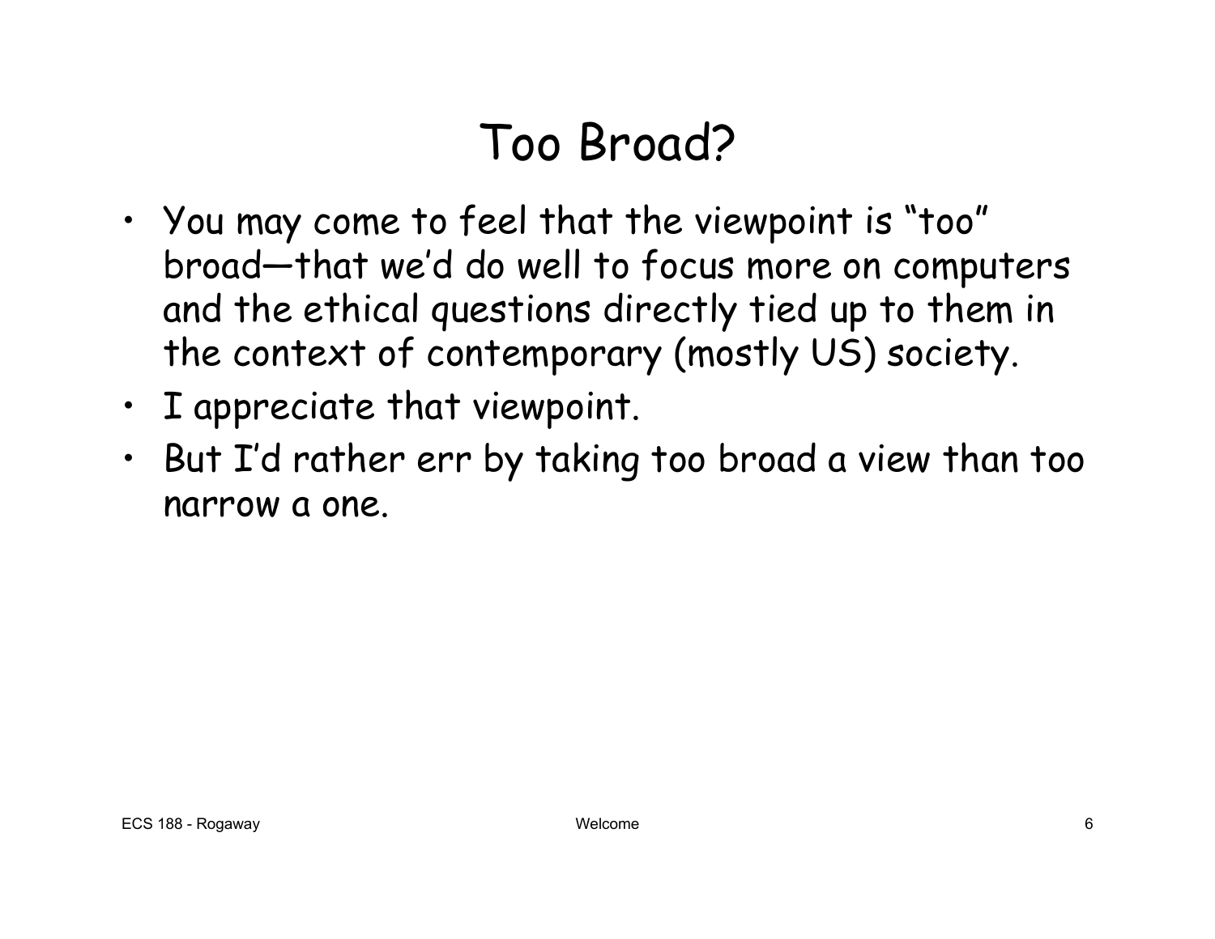# Too Broad?

- You may come to feel that the viewpoint is “too” broad—that we’d do well to focus more on computers and the ethical questions directly tied up to them in the context of contemporary (mostly US) society.
- I appreciate that viewpoint.
- But I’d rather err by taking too broad a view than too narrow a one.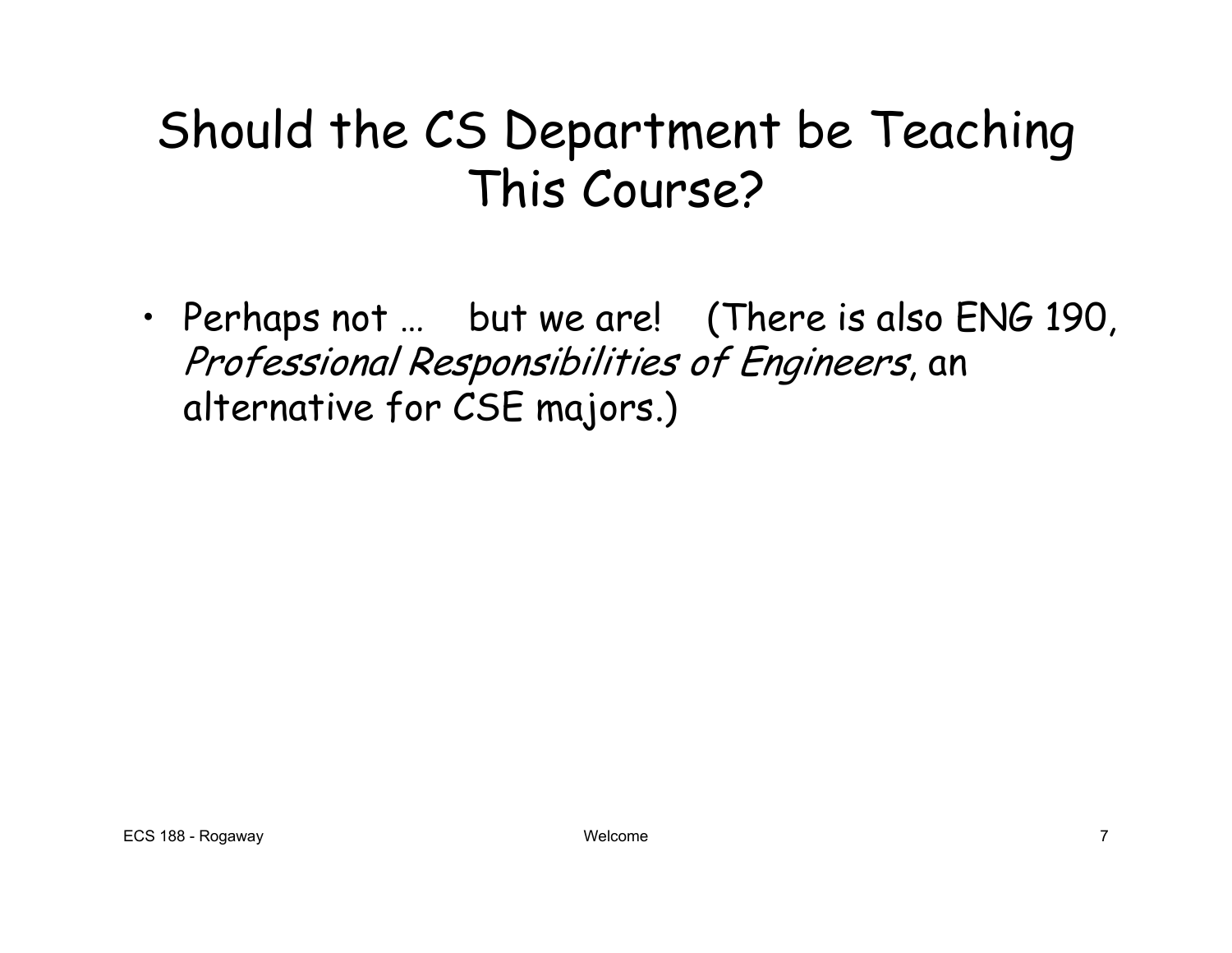# Should the CS Department be Teaching This Course?

- Perhaps not … but we are! (There is also ENG 190, *Professional Responsibilities of Engineers*, an alternative for CSE majors.)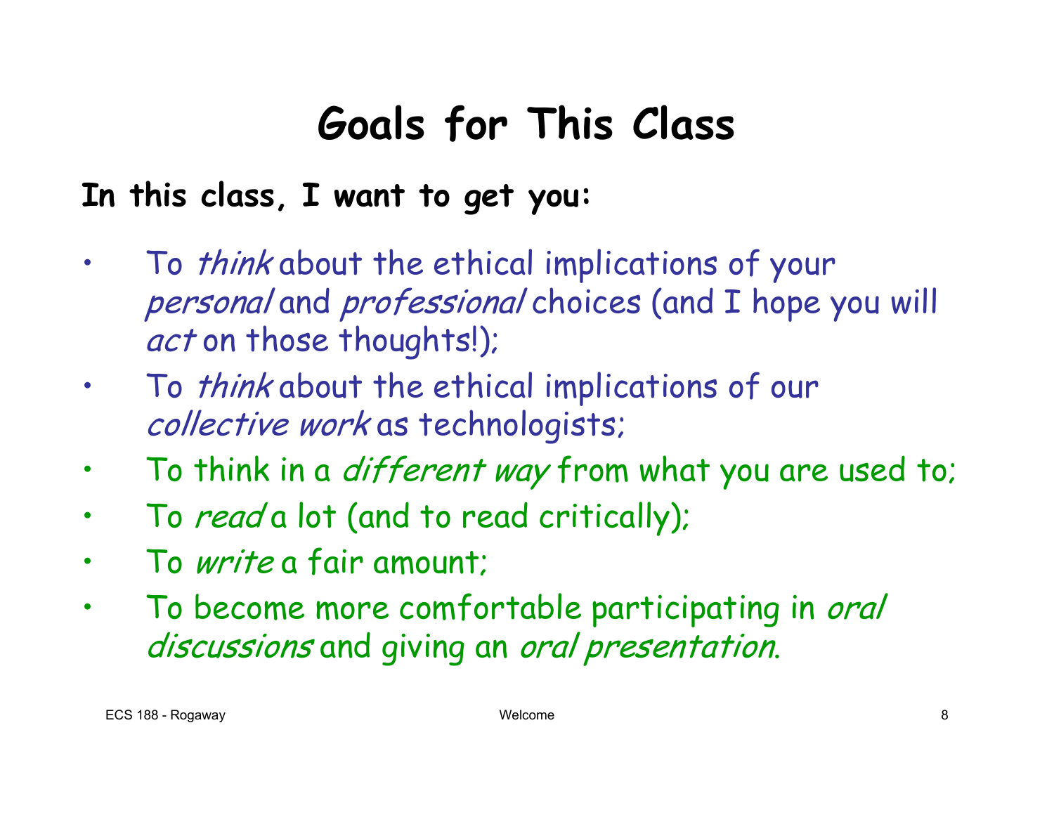# Goals for This Class

**In this class, I want to get you:**

- To *think* about the ethical implications of your *personal* and *professional* choices (and I hope you will *act* on those thoughts!);
- To *think* about the ethical implications of our *collective work* as technologists;
- To think in a *different way* from what you are used to;
- To *read* a lot (and to read critically);
- To *write* a fair amount;
- To become more comfortable participating in *oral discussions* and giving an *oral presentation*.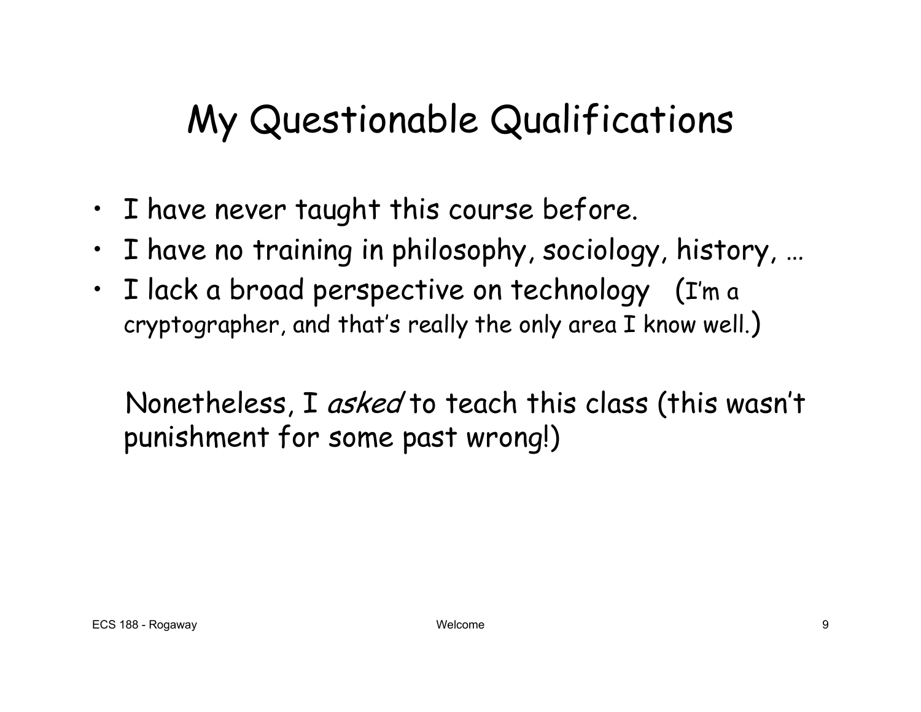# My Questionable Qualifications

- I have never taught this course before.
- I have no training in philosophy, sociology, history, …
- I lack a broad perspective on technology (I'm a cryptographer, and that's really the only area I know well.)

Nonetheless, I *asked* to teach this class (this wasn't punishment for some past wrong!)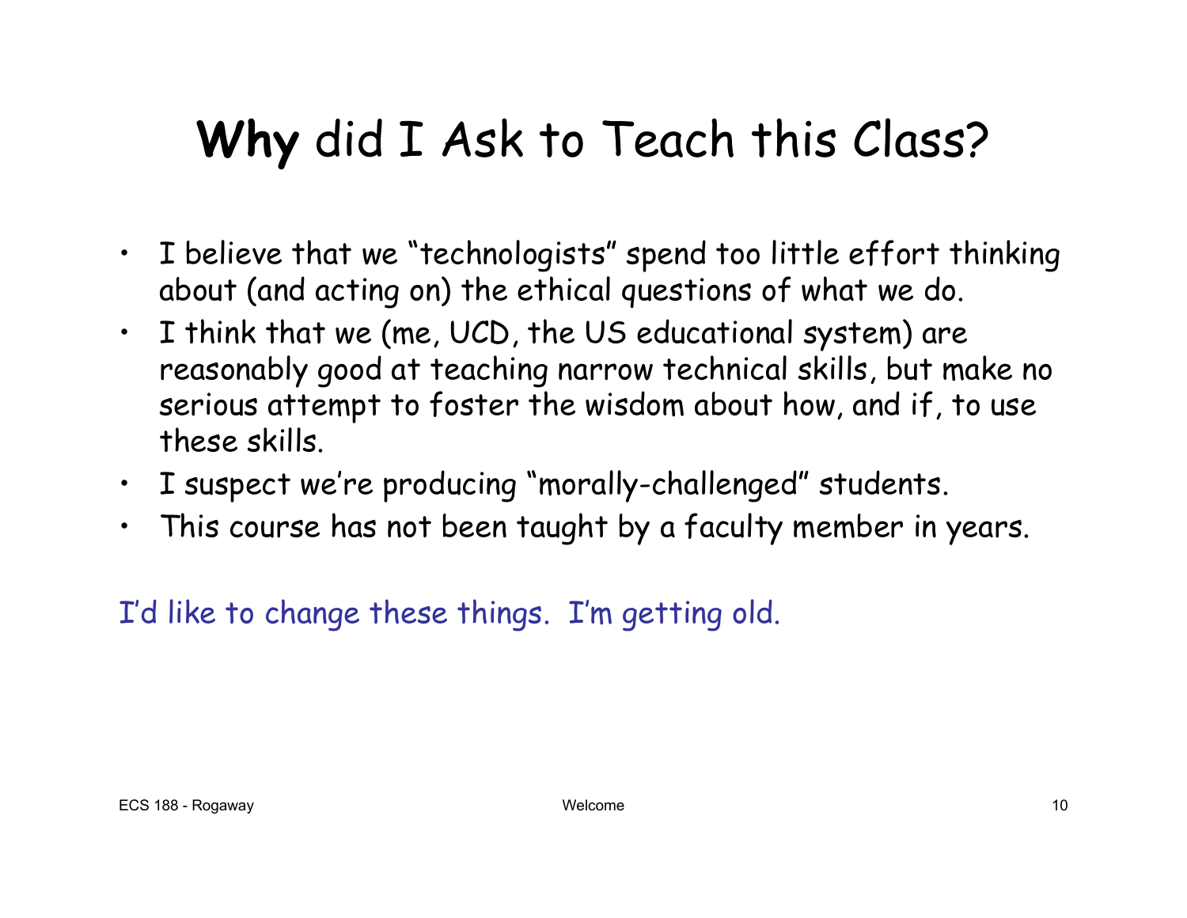# **Why** did I Ask to Teach this Class?

- I believe that we "technologists" spend too little effort thinking about (and acting on) the ethical questions of what we do.
- I think that we (me, UCD, the US educational system) are reasonably good at teaching narrow technical skills, but make no serious attempt to foster the wisdom about how, and if, to use these skills.
- I suspect we're producing "morally-challenged" students.
- This course has not been taught by a faculty member in years.

I'd like to change these things. I'm getting old.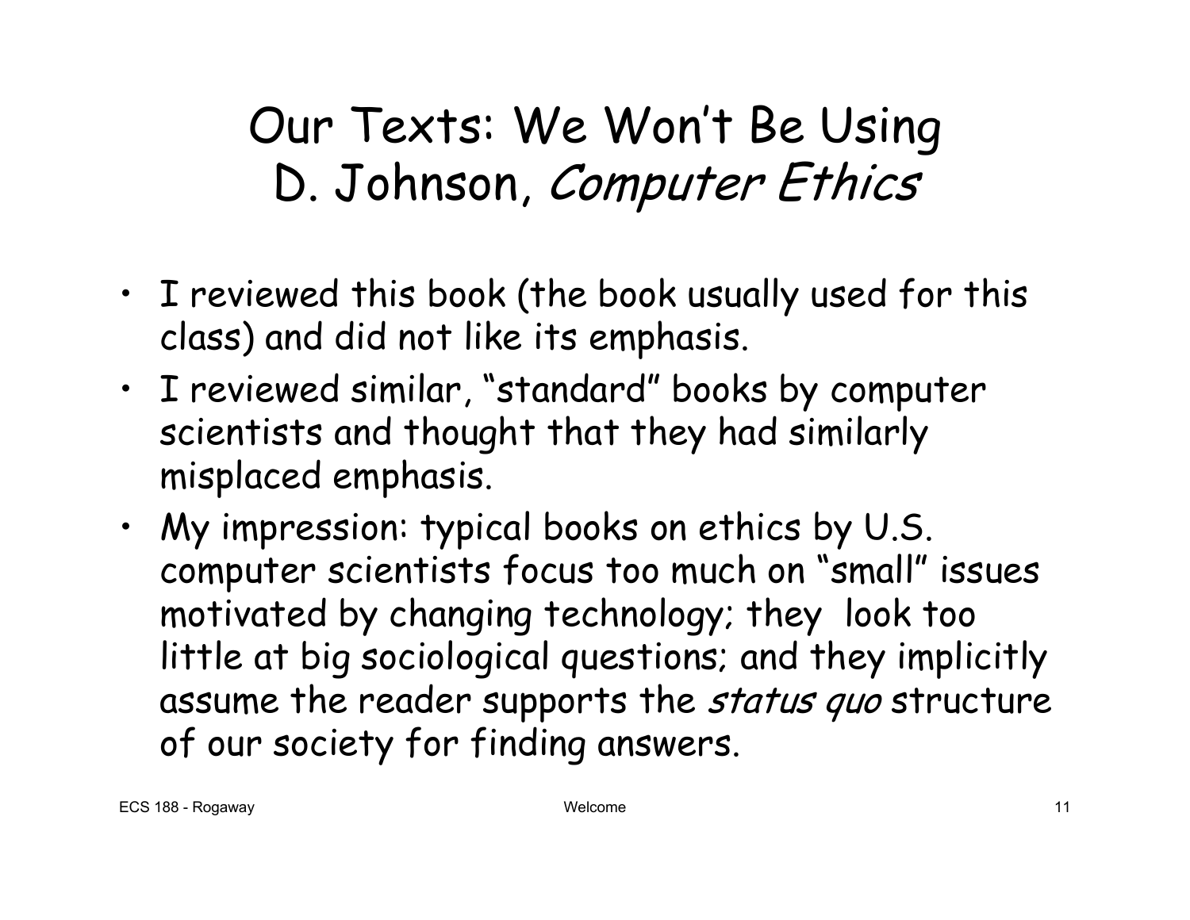# Our Texts: We Won't Be Using D. Johnson, *Computer Ethics*

- I reviewed this book (the book usually used for this class) and did not like its emphasis.
- I reviewed similar, "standard" books by computer scientists and thought that they had similarly misplaced emphasis.
- My impression: typical books on ethics by U.S. computer scientists focus too much on "small" issues motivated by changing technology; they look too little at big sociological questions; and they implicitly assume the reader supports the *status quo* structure of our society for finding answers.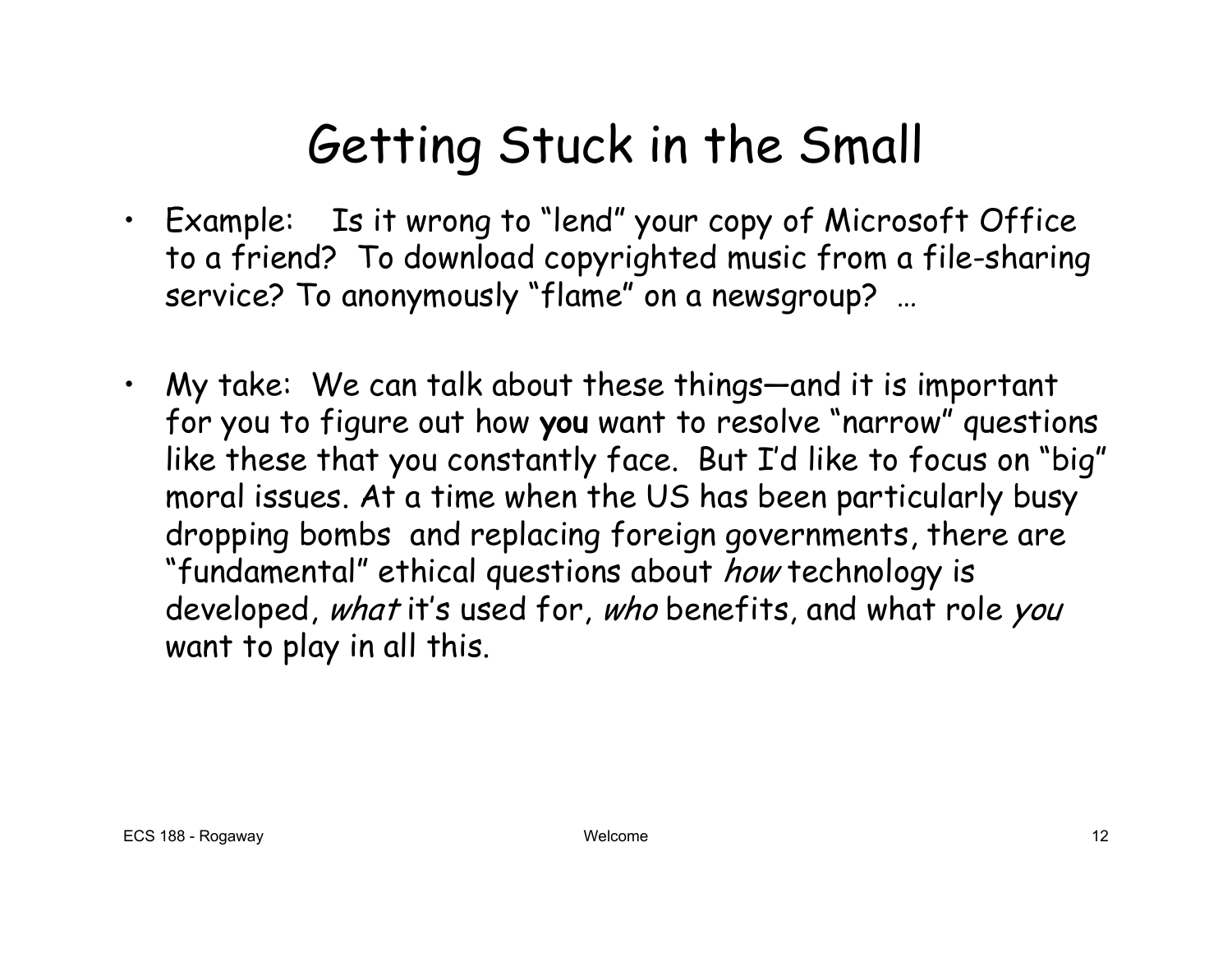# Getting Stuck in the Small

- Example: Is it wrong to "lend" your copy of Microsoft Office to a friend? To download copyrighted music from a file-sharing service? To anonymously "flame" on a newsgroup? …

- My take: We can talk about these things—and it is important for you to figure out how **you** want to resolve "narrow" questions like these that you constantly face. But I'd like to focus on "big" moral issues. At a time when the US has been particularly busy dropping bombs and replacing foreign governments, there are "fundamental" ethical questions about *how* technology is developed, *what* it's used for, *who* benefits, and what role *you* want to play in all this.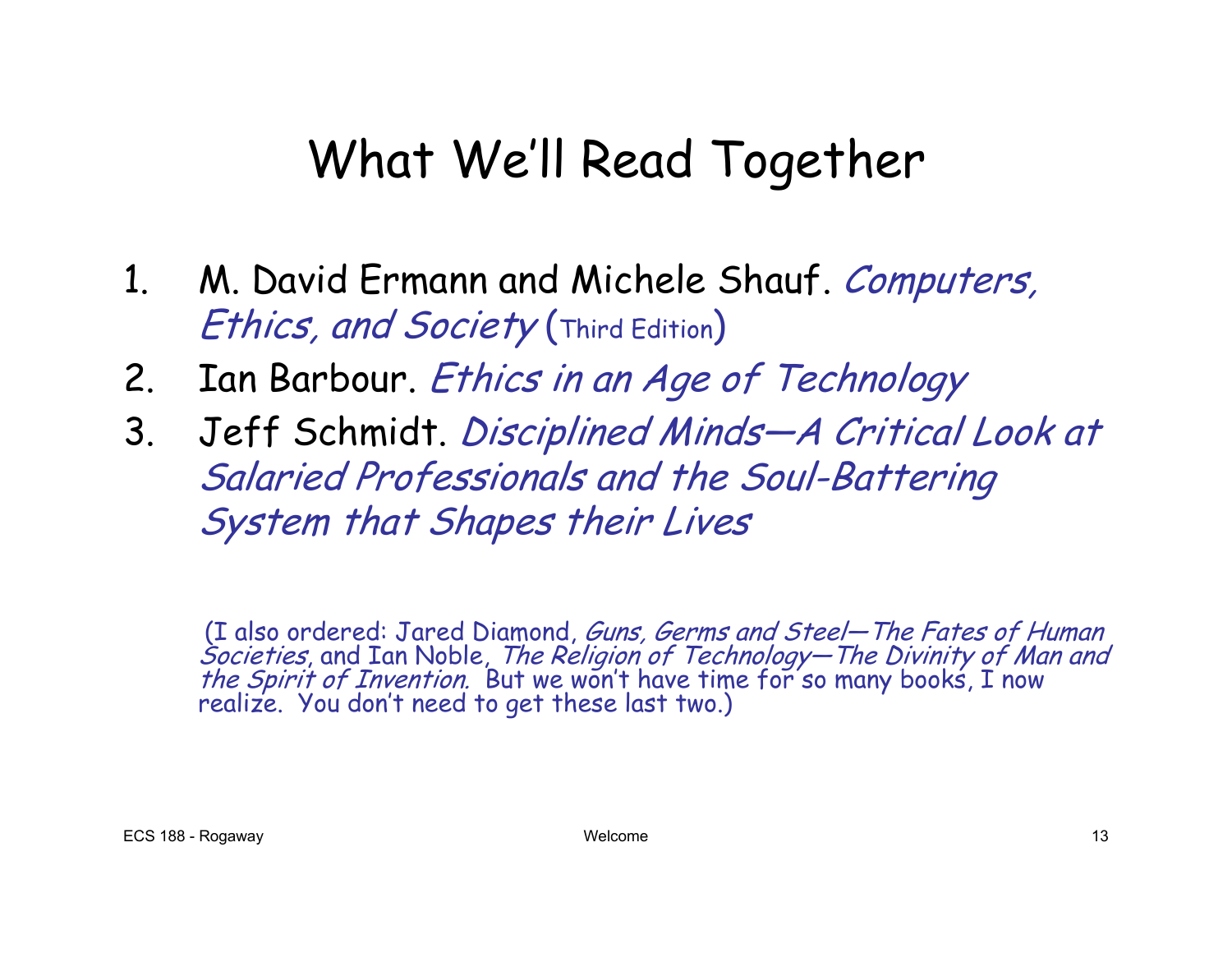# What We'll Read Together

1. M. David Ermann and Michele Shauf. *Computers, Ethics, and Society* (Third Edition)
2. Ian Barbour. *Ethics in an Age of Technology*
3. Jeff Schmidt. *Disciplined Minds—A Critical Look at Salaried Professionals and the Soul-Battering System that Shapes their Lives*

(I also ordered: Jared Diamond, *Guns, Germs and Steel—The Fates of Human Societies*, and Ian Noble, *The Religion of Technology—The Divinity of Man and the Spirit of Invention.* But we won't have time for so many books, I now realize. You don't need to get these last two.)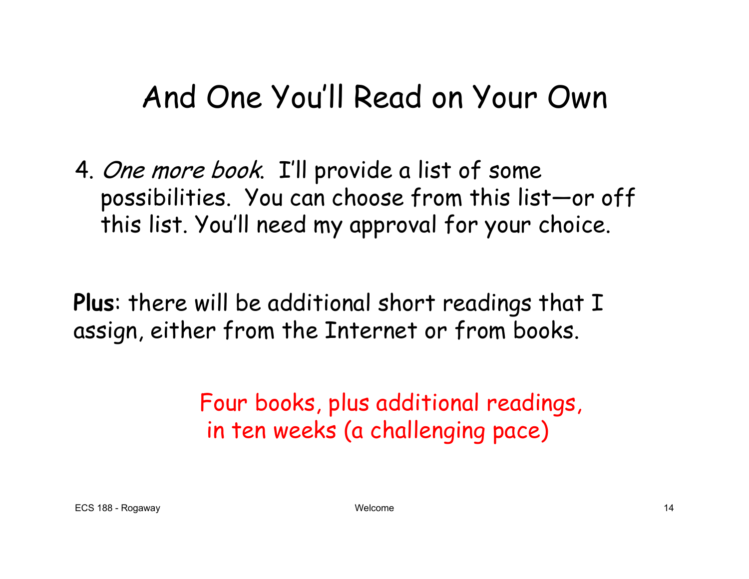# And One You'll Read on Your Own

4. *One more book*. I'll provide a list of some possibilities. You can choose from this list—or off this list. You'll need my approval for your choice.

**Plus**: there will be additional short readings that I assign, either from the Internet or from books.

Four books, plus additional readings, in ten weeks (a challenging pace)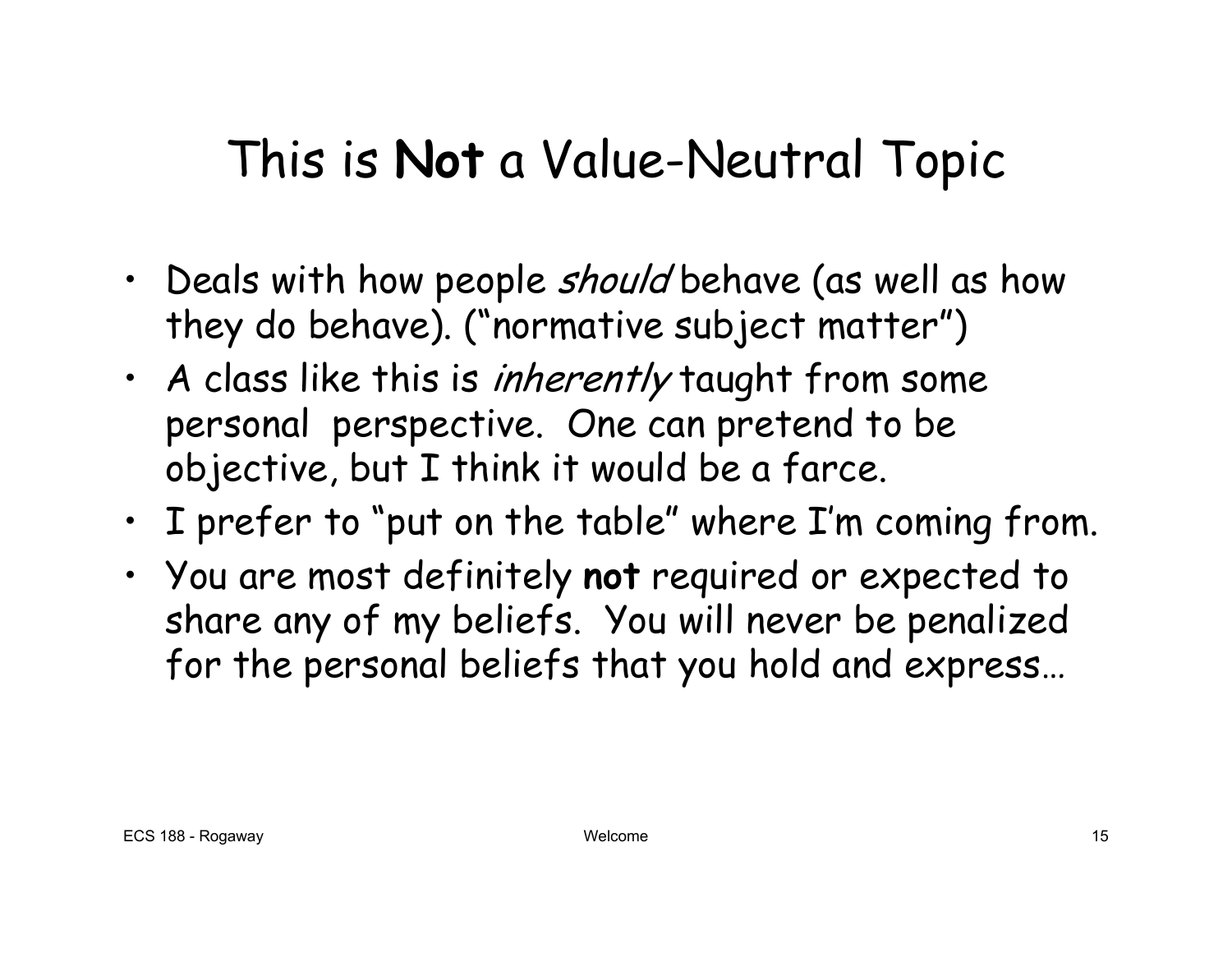# This is **Not** a Value-Neutral Topic

- Deals with how people *should* behave (as well as how they do behave). ("normative subject matter")
- A class like this is *inherently* taught from some personal perspective. One can pretend to be objective, but I think it would be a farce.
- I prefer to "put on the table" where I'm coming from.
- You are most definitely **not** required or expected to share any of my beliefs. You will never be penalized for the personal beliefs that you hold and express…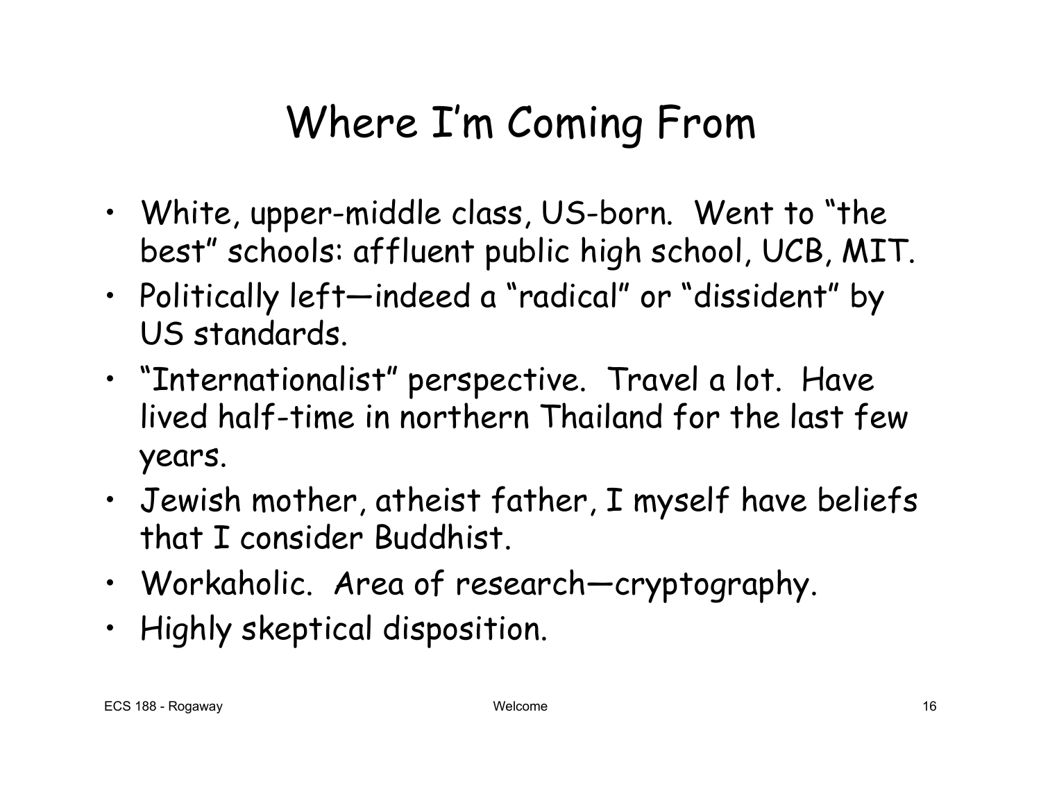# Where I'm Coming From

- White, upper-middle class, US-born. Went to "the best" schools: affluent public high school, UCB, MIT.
- Politically left—indeed a "radical" or "dissident" by US standards.
- "Internationalist" perspective. Travel a lot. Have lived half-time in northern Thailand for the last few years.
- Jewish mother, atheist father, I myself have beliefs that I consider Buddhist.
- Workaholic. Area of research—cryptography.
- Highly skeptical disposition.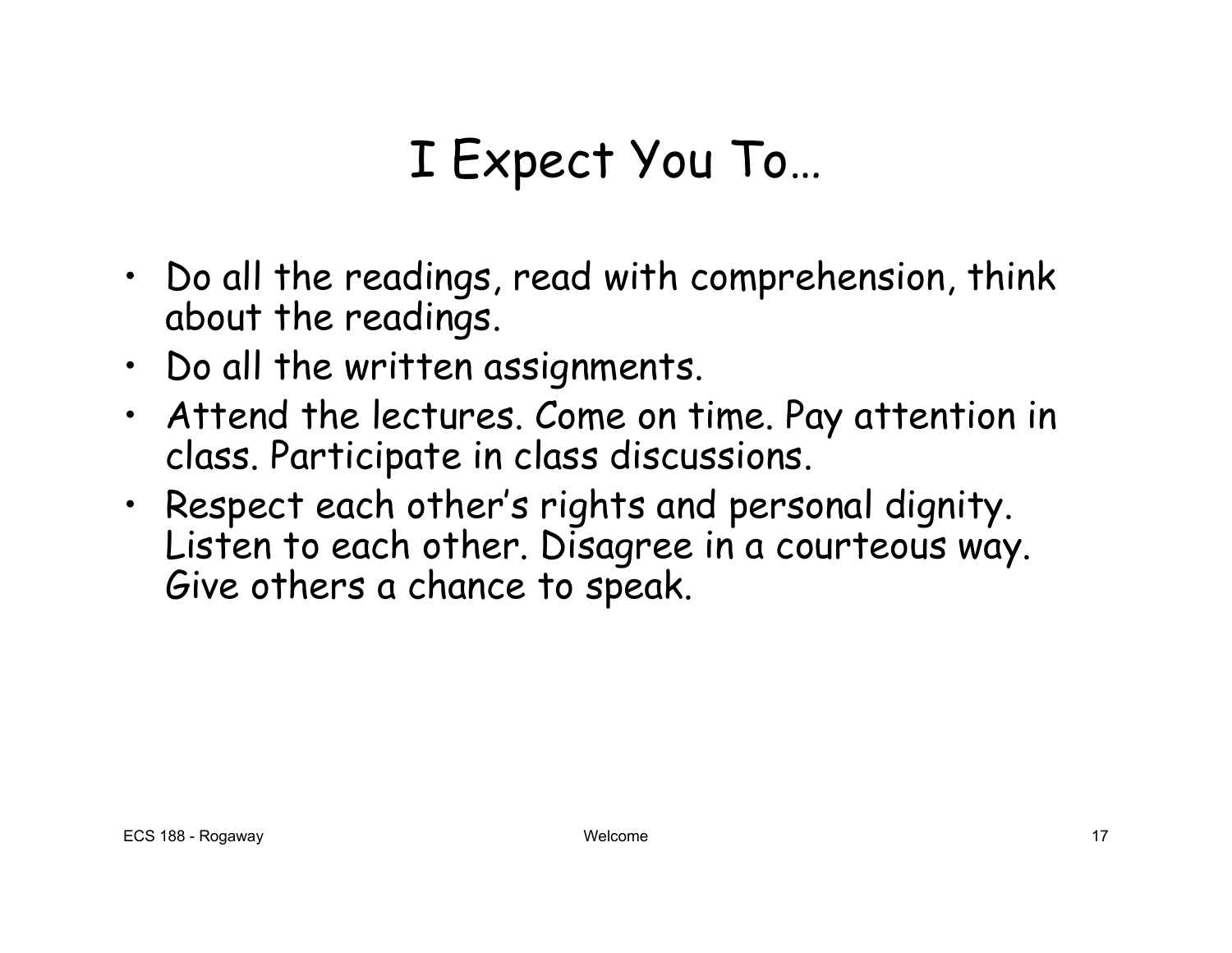# I Expect You To…

- Do all the readings, read with comprehension, think about the readings.
- Do all the written assignments.
- Attend the lectures. Come on time. Pay attention in class. Participate in class discussions.
- Respect each other's rights and personal dignity. Listen to each other. Disagree in a courteous way. Give others a chance to speak.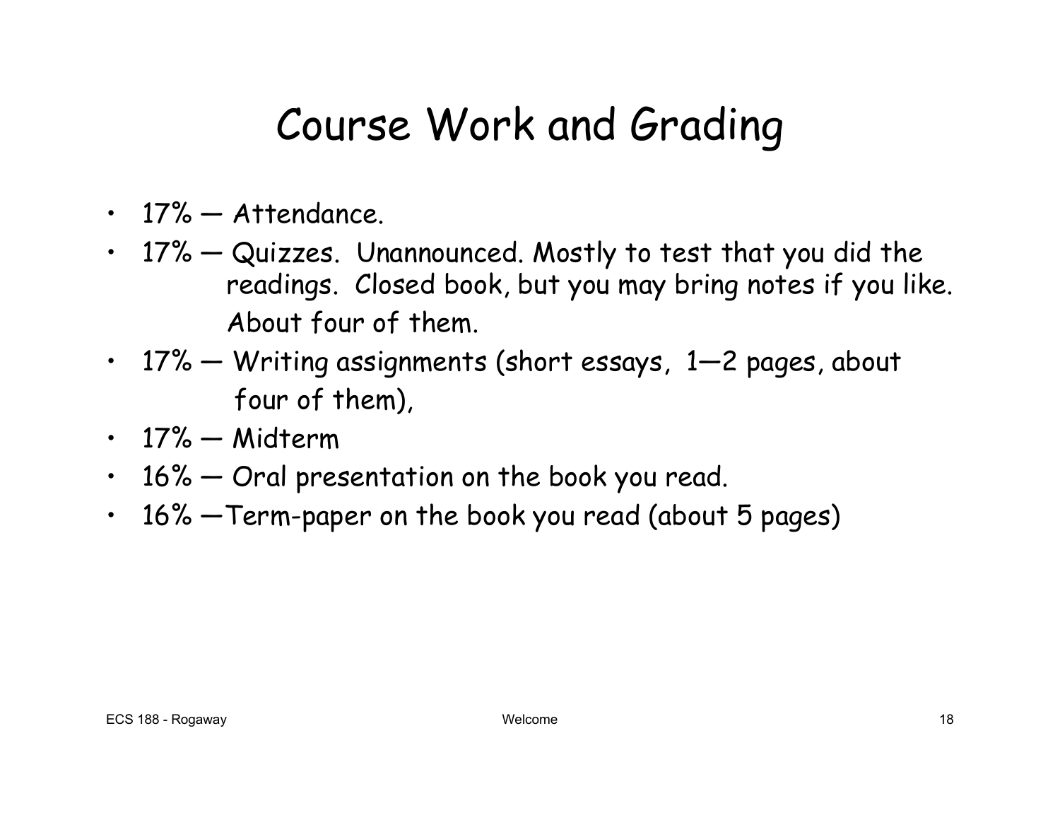# Course Work and Grading

- 17% — Attendance.
- 17% — Quizzes. Unannounced. Mostly to test that you did the readings. Closed book, but you may bring notes if you like. About four of them.
- 17% — Writing assignments (short essays, 1—2 pages, about four of them),
- 17% — Midterm
- 16% — Oral presentation on the book you read.
- 16% —Term-paper on the book you read (about 5 pages)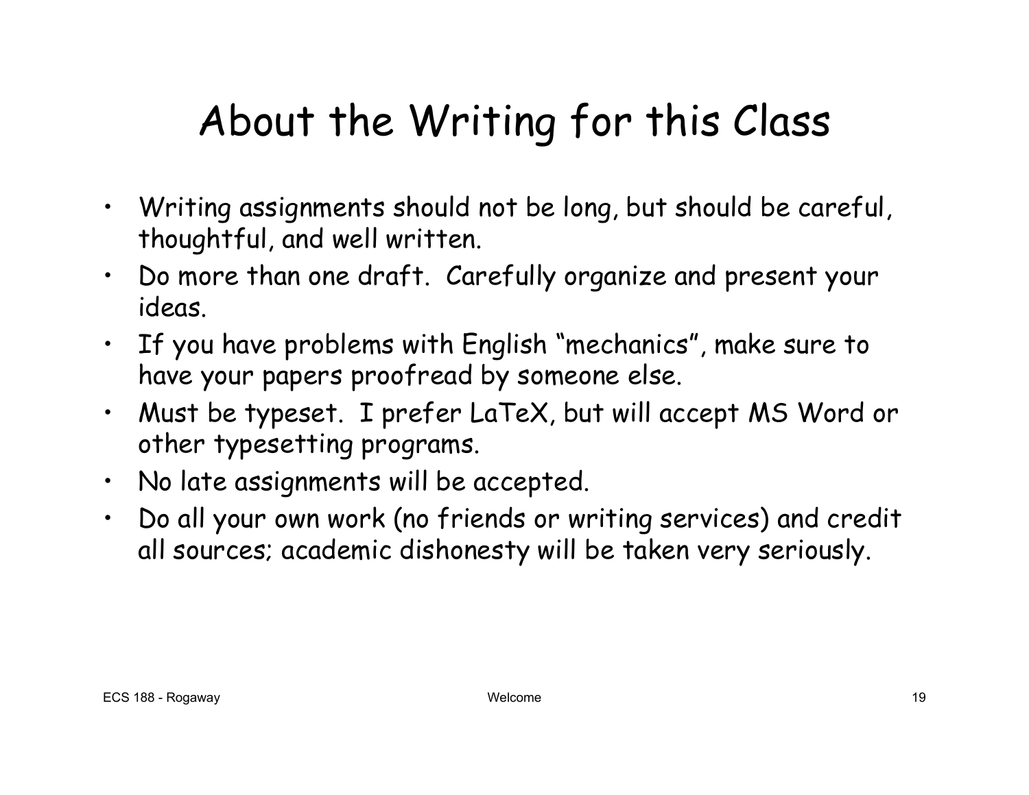# About the Writing for this Class

- Writing assignments should not be long, but should be careful, thoughtful, and well written.
- Do more than one draft. Carefully organize and present your ideas.
- If you have problems with English "mechanics", make sure to have your papers proofread by someone else.
- Must be typeset. I prefer LaTeX, but will accept MS Word or other typesetting programs.
- No late assignments will be accepted.
- Do all your own work (no friends or writing services) and credit all sources; academic dishonesty will be taken very seriously.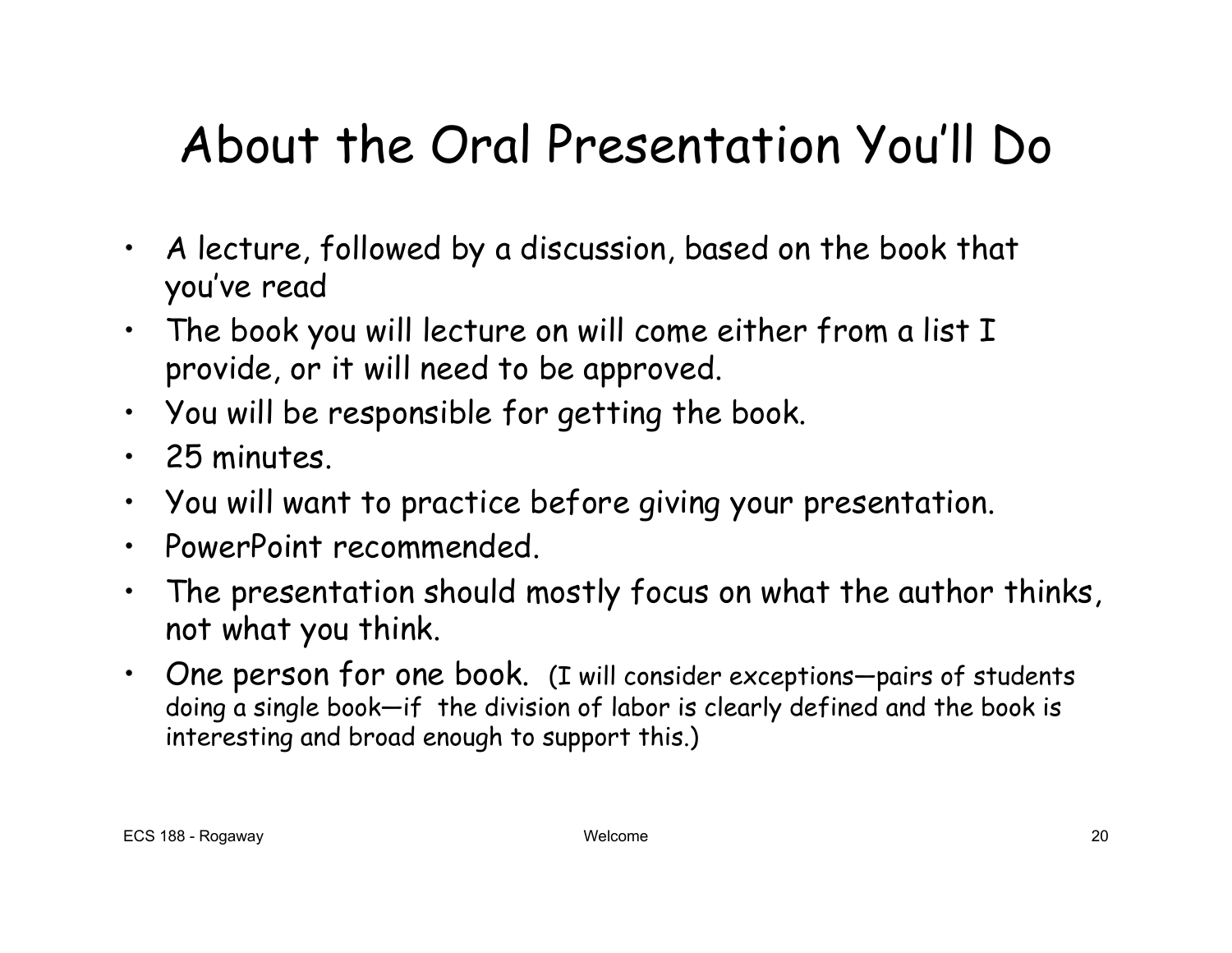# About the Oral Presentation You'll Do

- A lecture, followed by a discussion, based on the book that you've read
- The book you will lecture on will come either from a list I provide, or it will need to be approved.
- You will be responsible for getting the book.
- 25 minutes.
- You will want to practice before giving your presentation.
- PowerPoint recommended.
- The presentation should mostly focus on what the author thinks, not what you think.
- One person for one book. (I will consider exceptions—pairs of students doing a single book—if the division of labor is clearly defined and the book is interesting and broad enough to support this.)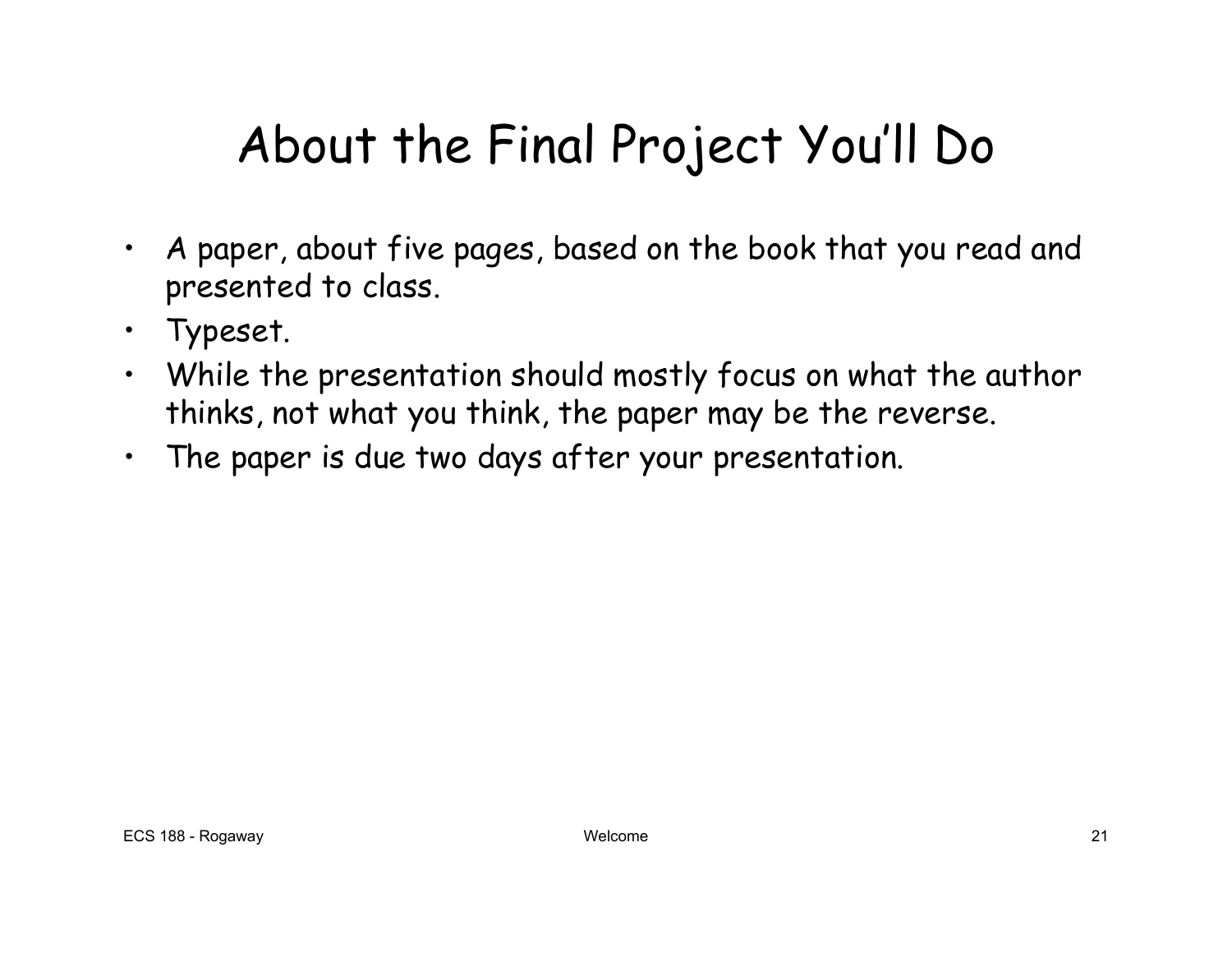# About the Final Project You'll Do

- A paper, about five pages, based on the book that you read and presented to class.
- Typeset.
- While the presentation should mostly focus on what the author thinks, not what you think, the paper may be the reverse.
- The paper is due two days after your presentation.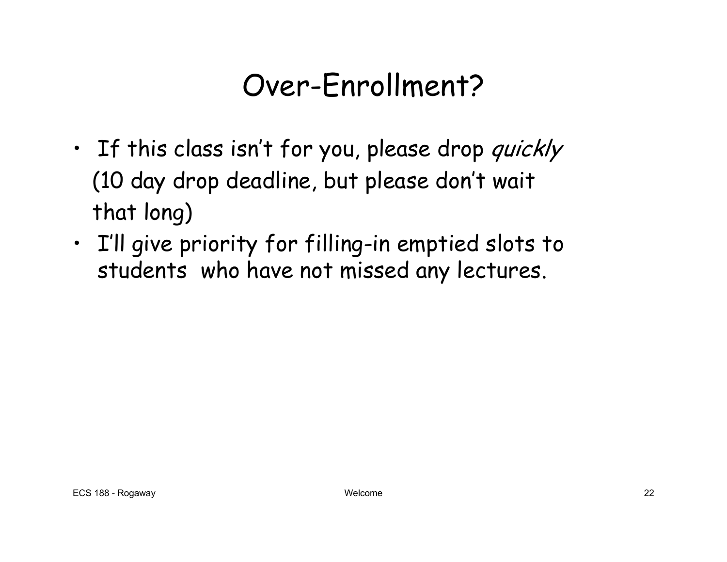# Over-Enrollment?

- If this class isn't for you, please drop *quickly* (10 day drop deadline, but please don't wait that long)
- I'll give priority for filling-in emptied slots to students who have not missed any lectures.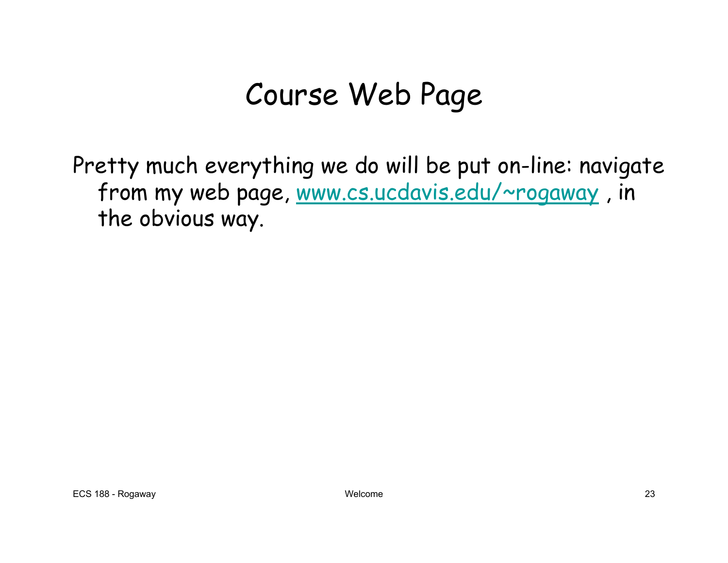# Course Web Page

Pretty much everything we do will be put on-line: navigate from my web page, [www.cs.ucdavis.edu/~rogaway](www.cs.ucdavis.edu/~rogaway) , in the obvious way.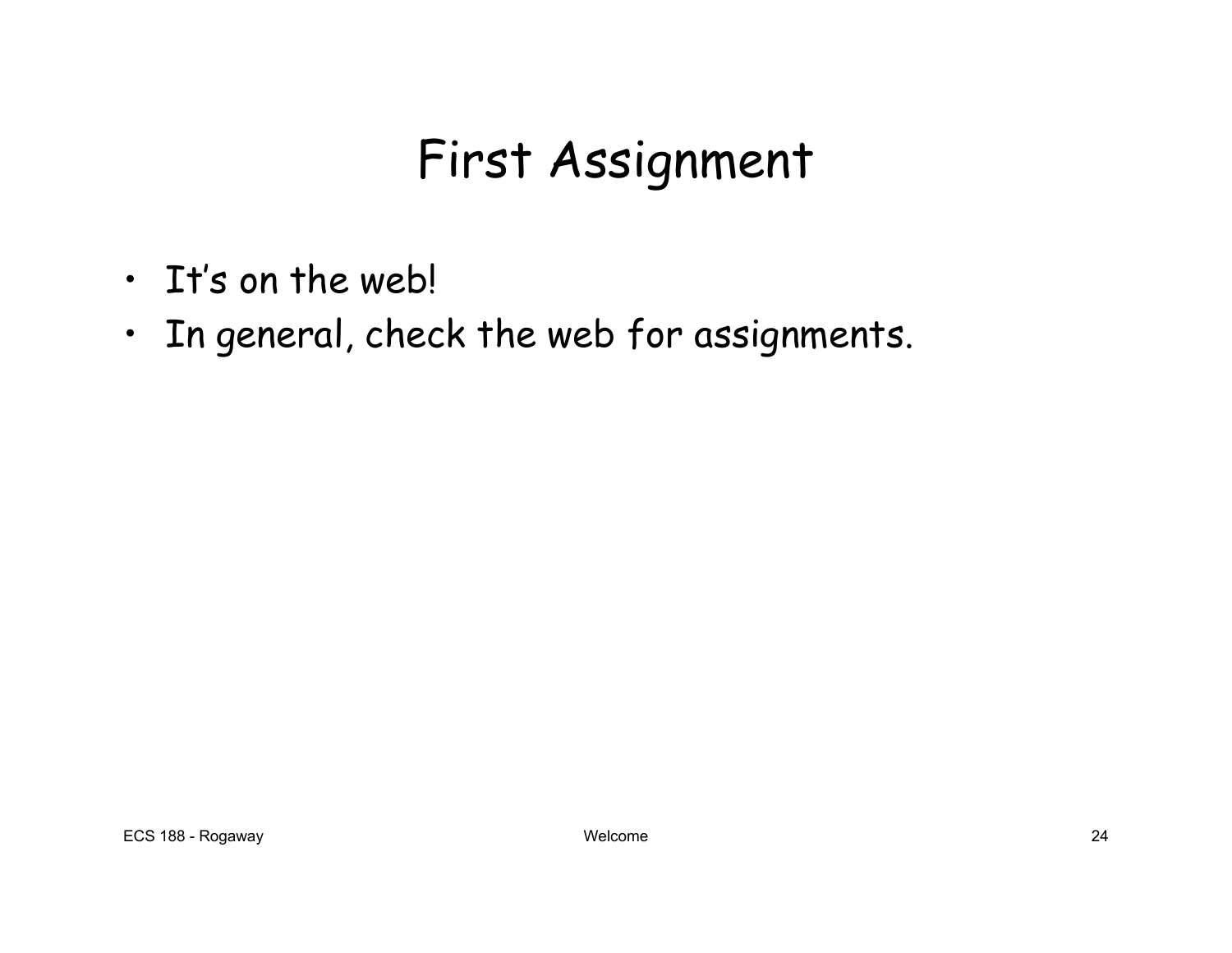# First Assignment

- It's on the web!
- In general, check the web for assignments.